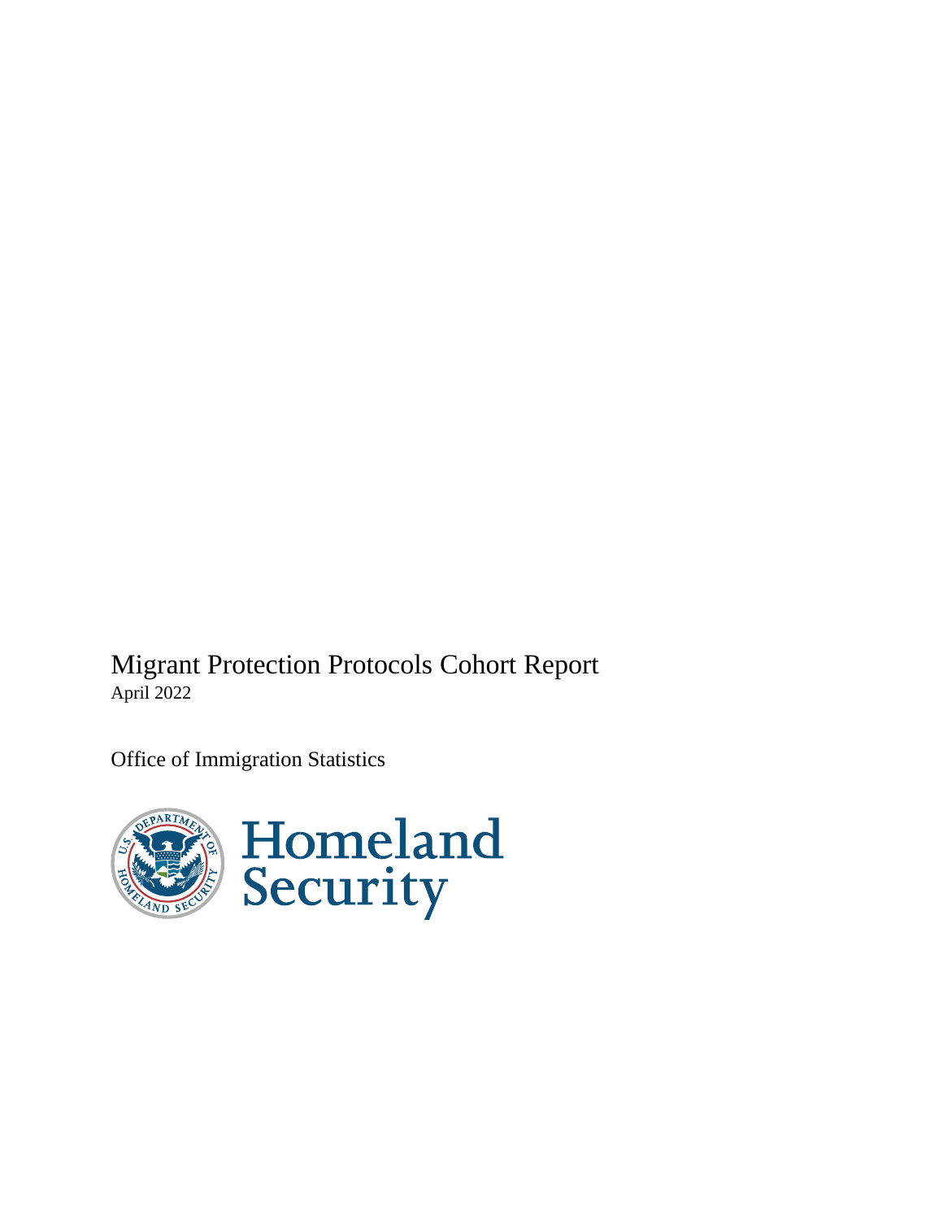# Migrant Protection Protocols Cohort Report

April 2022

Office of Immigration Statistics

Homeland Security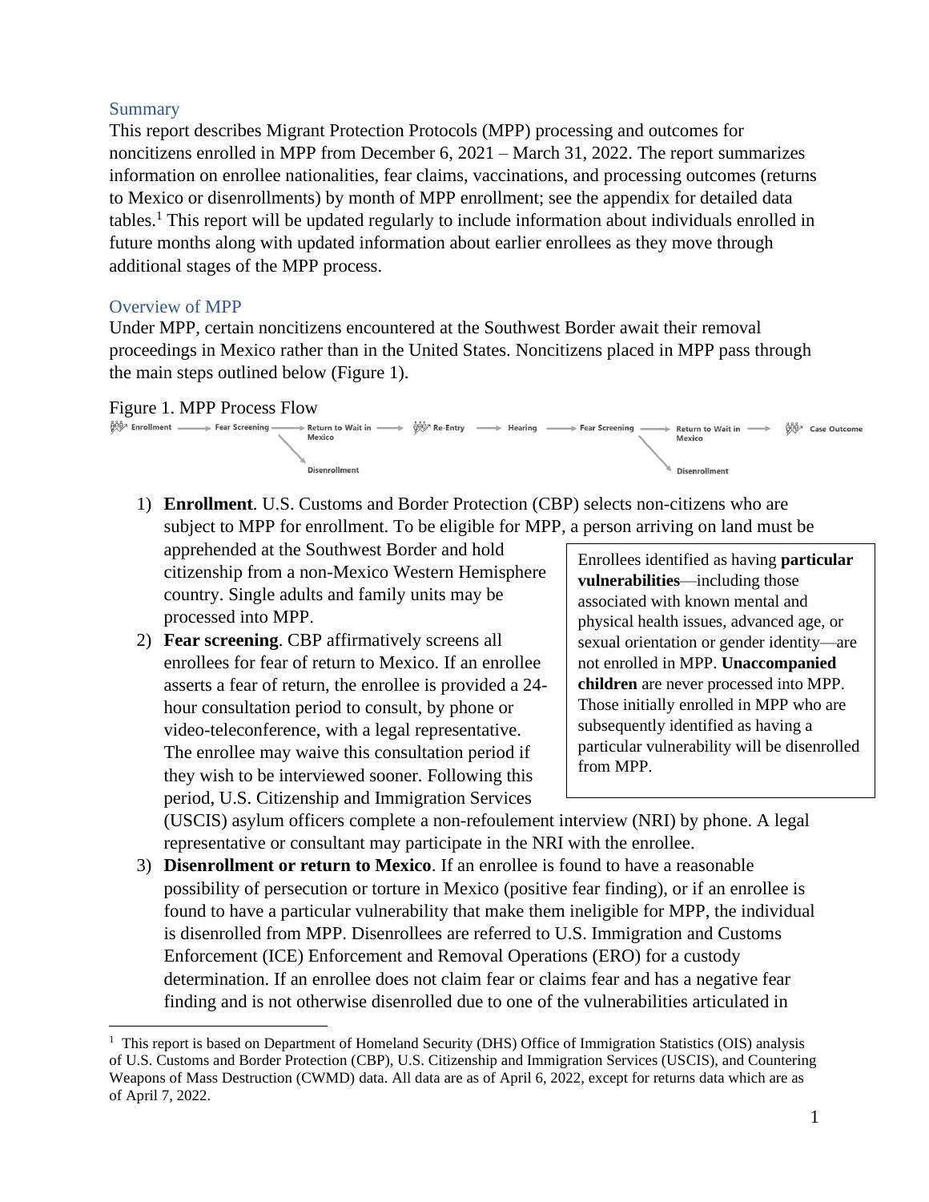## Summary

This report describes Migrant Protection Protocols (MPP) processing and outcomes for noncitizens enrolled in MPP from December 6, 2021 – March 31, 2022. The report summarizes information on enrollee nationalities, fear claims, vaccinations, and processing outcomes (returns to Mexico or disenrollments) by month of MPP enrollment; see the appendix for detailed data tables.[1] This report will be updated regularly to include information about individuals enrolled in future months along with updated information about earlier enrollees as they move through additional stages of the MPP process.

## Overview of MPP

Under MPP, certain noncitizens encountered at the Southwest Border await their removal proceedings in Mexico rather than in the United States. Noncitizens placed in MPP pass through the main steps outlined below (Figure 1).

Figure 1. MPP Process Flow

Enrollment → Fear Screening → Return to Wait in Mexico → Re-Entry → Hearing → Fear Screening → Return to Wait in Mexico → Case Outcome

Fear Screening → Disenrollment; Fear Screening → Disenrollment

1) **Enrollment**. U.S. Customs and Border Protection (CBP) selects non-citizens who are subject to MPP for enrollment. To be eligible for MPP, a person arriving on land must be apprehended at the Southwest Border and hold citizenship from a non-Mexico Western Hemisphere country. Single adults and family units may be processed into MPP.
2) **Fear screening**. CBP affirmatively screens all enrollees for fear of return to Mexico. If an enrollee asserts a fear of return, the enrollee is provided a 24-hour consultation period to consult, by phone or video-teleconference, with a legal representative. The enrollee may waive this consultation period if they wish to be interviewed sooner. Following this period, U.S. Citizenship and Immigration Services (USCIS) asylum officers complete a non-refoulement interview (NRI) by phone. A legal representative or consultant may participate in the NRI with the enrollee.
3) **Disenrollment or return to Mexico**. If an enrollee is found to have a reasonable possibility of persecution or torture in Mexico (positive fear finding), or if an enrollee is found to have a particular vulnerability that make them ineligible for MPP, the individual is disenrolled from MPP. Disenrollees are referred to U.S. Immigration and Customs Enforcement (ICE) Enforcement and Removal Operations (ERO) for a custody determination. If an enrollee does not claim fear or claims fear and has a negative fear finding and is not otherwise disenrolled due to one of the vulnerabilities articulated in

> Enrollees identified as having **particular vulnerabilities**—including those associated with known mental and physical health issues, advanced age, or sexual orientation or gender identity—are not enrolled in MPP. **Unaccompanied children** are never processed into MPP. Those initially enrolled in MPP who are subsequently identified as having a particular vulnerability will be disenrolled from MPP.

[1] This report is based on Department of Homeland Security (DHS) Office of Immigration Statistics (OIS) analysis of U.S. Customs and Border Protection (CBP), U.S. Citizenship and Immigration Services (USCIS), and Countering Weapons of Mass Destruction (CWMD) data. All data are as of April 6, 2022, except for returns data which are as of April 7, 2022.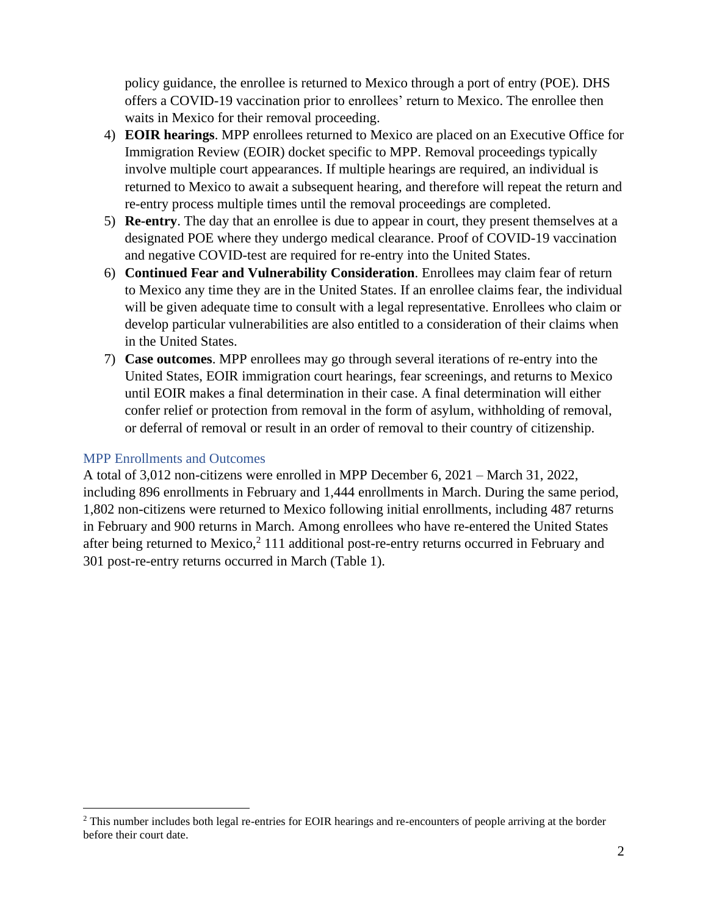policy guidance, the enrollee is returned to Mexico through a port of entry (POE). DHS offers a COVID-19 vaccination prior to enrollees' return to Mexico. The enrollee then waits in Mexico for their removal proceeding.

4) **EOIR hearings**. MPP enrollees returned to Mexico are placed on an Executive Office for Immigration Review (EOIR) docket specific to MPP. Removal proceedings typically involve multiple court appearances. If multiple hearings are required, an individual is returned to Mexico to await a subsequent hearing, and therefore will repeat the return and re-entry process multiple times until the removal proceedings are completed.
5) **Re-entry**. The day that an enrollee is due to appear in court, they present themselves at a designated POE where they undergo medical clearance. Proof of COVID-19 vaccination and negative COVID-test are required for re-entry into the United States.
6) **Continued Fear and Vulnerability Consideration**. Enrollees may claim fear of return to Mexico any time they are in the United States. If an enrollee claims fear, the individual will be given adequate time to consult with a legal representative. Enrollees who claim or develop particular vulnerabilities are also entitled to a consideration of their claims when in the United States.
7) **Case outcomes**. MPP enrollees may go through several iterations of re-entry into the United States, EOIR immigration court hearings, fear screenings, and returns to Mexico until EOIR makes a final determination in their case. A final determination will either confer relief or protection from removal in the form of asylum, withholding of removal, or deferral of removal or result in an order of removal to their country of citizenship.

## MPP Enrollments and Outcomes

A total of 3,012 non-citizens were enrolled in MPP December 6, 2021 – March 31, 2022, including 896 enrollments in February and 1,444 enrollments in March. During the same period, 1,802 non-citizens were returned to Mexico following initial enrollments, including 487 returns in February and 900 returns in March. Among enrollees who have re-entered the United States after being returned to Mexico,[2] 111 additional post-re-entry returns occurred in February and 301 post-re-entry returns occurred in March (Table 1).

[2] This number includes both legal re-entries for EOIR hearings and re-encounters of people arriving at the border before their court date.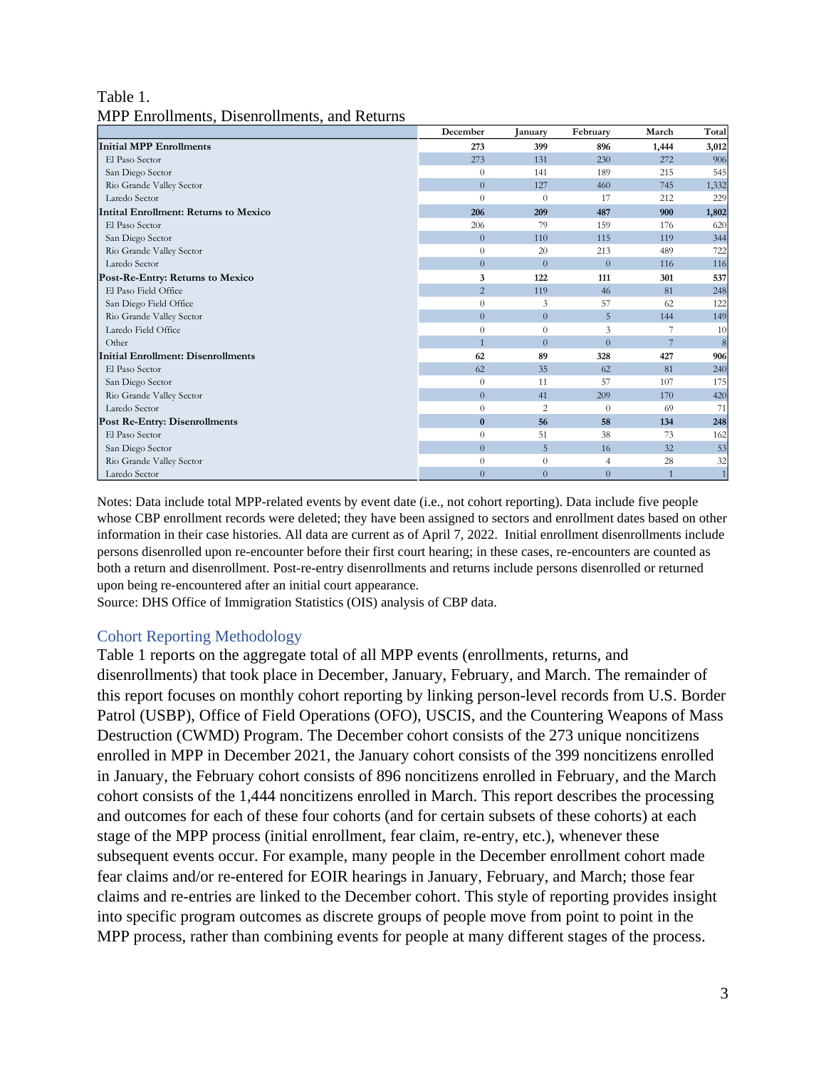Table 1.
MPP Enrollments, Disenrollments, and Returns

| | December | January | February | March | Total |
|---|---|---|---|---|---|
| **Initial MPP Enrollments** | **273** | **399** | **896** | **1,444** | **3,012** |
| El Paso Sector | 273 | 131 | 230 | 272 | 906 |
| San Diego Sector | 0 | 141 | 189 | 215 | 545 |
| Rio Grande Valley Sector | 0 | 127 | 460 | 745 | 1,332 |
| Laredo Sector | 0 | 0 | 17 | 212 | 229 |
| **Intital Enrollment: Returns to Mexico** | **206** | **209** | **487** | **900** | **1,802** |
| El Paso Sector | 206 | 79 | 159 | 176 | 620 |
| San Diego Sector | 0 | 110 | 115 | 119 | 344 |
| Rio Grande Valley Sector | 0 | 20 | 213 | 489 | 722 |
| Laredo Sector | 0 | 0 | 0 | 116 | 116 |
| **Post-Re-Entry: Returns to Mexico** | **3** | **122** | **111** | **301** | **537** |
| El Paso Field Office | 2 | 119 | 46 | 81 | 248 |
| San Diego Field Office | 0 | 3 | 57 | 62 | 122 |
| Rio Grande Valley Sector | 0 | 0 | 5 | 144 | 149 |
| Laredo Field Office | 0 | 0 | 3 | 7 | 10 |
| Other | 1 | 0 | 0 | 7 | 8 |
| **Initial Enrollment: Disenrollments** | **62** | **89** | **328** | **427** | **906** |
| El Paso Sector | 62 | 35 | 62 | 81 | 240 |
| San Diego Sector | 0 | 11 | 57 | 107 | 175 |
| Rio Grande Valley Sector | 0 | 41 | 209 | 170 | 420 |
| Laredo Sector | 0 | 2 | 0 | 69 | 71 |
| **Post Re-Entry: Disenrollments** | **0** | **56** | **58** | **134** | **248** |
| El Paso Sector | 0 | 51 | 38 | 73 | 162 |
| San Diego Sector | 0 | 5 | 16 | 32 | 53 |
| Rio Grande Valley Sector | 0 | 0 | 4 | 28 | 32 |
| Laredo Sector | 0 | 0 | 0 | 1 | 1 |

Notes: Data include total MPP-related events by event date (i.e., not cohort reporting). Data include five people whose CBP enrollment records were deleted; they have been assigned to sectors and enrollment dates based on other information in their case histories. All data are current as of April 7, 2022. Initial enrollment disenrollments include persons disenrolled upon re-encounter before their first court hearing; in these cases, re-encounters are counted as both a return and disenrollment. Post-re-entry disenrollments and returns include persons disenrolled or returned upon being re-encountered after an initial court appearance.
Source: DHS Office of Immigration Statistics (OIS) analysis of CBP data.

## Cohort Reporting Methodology

Table 1 reports on the aggregate total of all MPP events (enrollments, returns, and disenrollments) that took place in December, January, February, and March. The remainder of this report focuses on monthly cohort reporting by linking person-level records from U.S. Border Patrol (USBP), Office of Field Operations (OFO), USCIS, and the Countering Weapons of Mass Destruction (CWMD) Program. The December cohort consists of the 273 unique noncitizens enrolled in MPP in December 2021, the January cohort consists of the 399 noncitizens enrolled in January, the February cohort consists of 896 noncitizens enrolled in February, and the March cohort consists of the 1,444 noncitizens enrolled in March. This report describes the processing and outcomes for each of these four cohorts (and for certain subsets of these cohorts) at each stage of the MPP process (initial enrollment, fear claim, re-entry, etc.), whenever these subsequent events occur. For example, many people in the December enrollment cohort made fear claims and/or re-entered for EOIR hearings in January, February, and March; those fear claims and re-entries are linked to the December cohort. This style of reporting provides insight into specific program outcomes as discrete groups of people move from point to point in the MPP process, rather than combining events for people at many different stages of the process.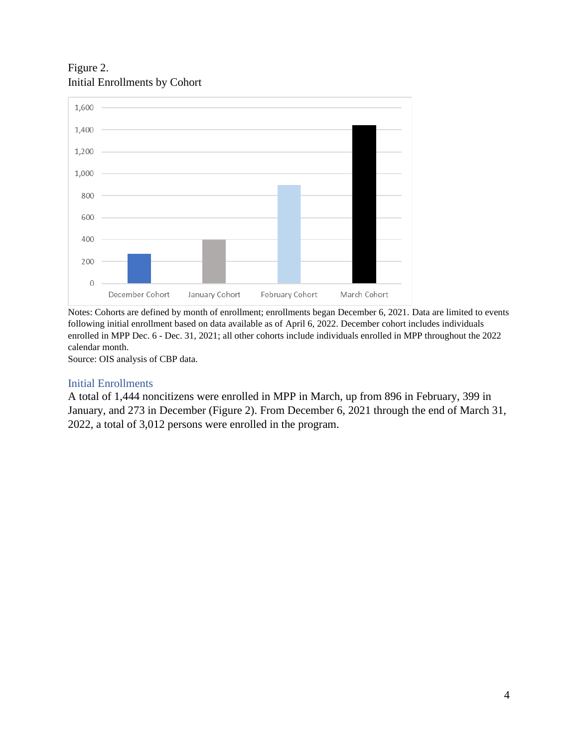Figure 2.
Initial Enrollments by Cohort

Notes: Cohorts are defined by month of enrollment; enrollments began December 6, 2021. Data are limited to events following initial enrollment based on data available as of April 6, 2022. December cohort includes individuals enrolled in MPP Dec. 6 - Dec. 31, 2021; all other cohorts include individuals enrolled in MPP throughout the 2022 calendar month.
Source: OIS analysis of CBP data.

## Initial Enrollments

A total of 1,444 noncitizens were enrolled in MPP in March, up from 896 in February, 399 in January, and 273 in December (Figure 2). From December 6, 2021 through the end of March 31, 2022, a total of 3,012 persons were enrolled in the program.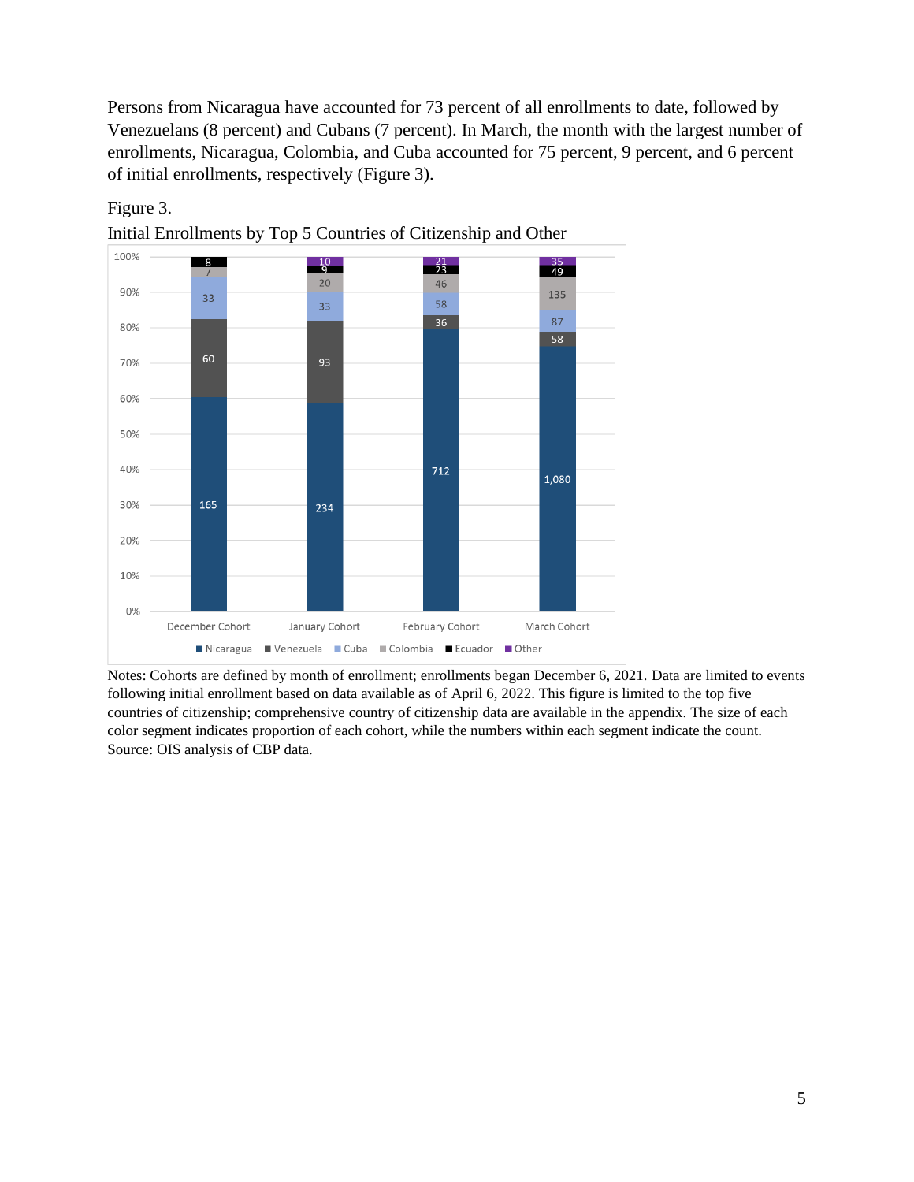Persons from Nicaragua have accounted for 73 percent of all enrollments to date, followed by Venezuelans (8 percent) and Cubans (7 percent). In March, the month with the largest number of enrollments, Nicaragua, Colombia, and Cuba accounted for 75 percent, 9 percent, and 6 percent of initial enrollments, respectively (Figure 3).

Figure 3.

Initial Enrollments by Top 5 Countries of Citizenship and Other

| Country | December Cohort | January Cohort | February Cohort | March Cohort |
|---|---|---|---|---|
| Nicaragua | 165 | 234 | 712 | 1,080 |
| Venezuela | 60 | 93 | 36 | 58 |
| Cuba | 33 | 33 | 58 | 87 |
| Colombia | 7 | 20 | 46 | 135 |
| Ecuador | 8 | 9 | 23 | 49 |
| Other |  | 10 | 21 | 35 |

Notes: Cohorts are defined by month of enrollment; enrollments began December 6, 2021. Data are limited to events following initial enrollment based on data available as of April 6, 2022. This figure is limited to the top five countries of citizenship; comprehensive country of citizenship data are available in the appendix. The size of each color segment indicates proportion of each cohort, while the numbers within each segment indicate the count.
Source: OIS analysis of CBP data.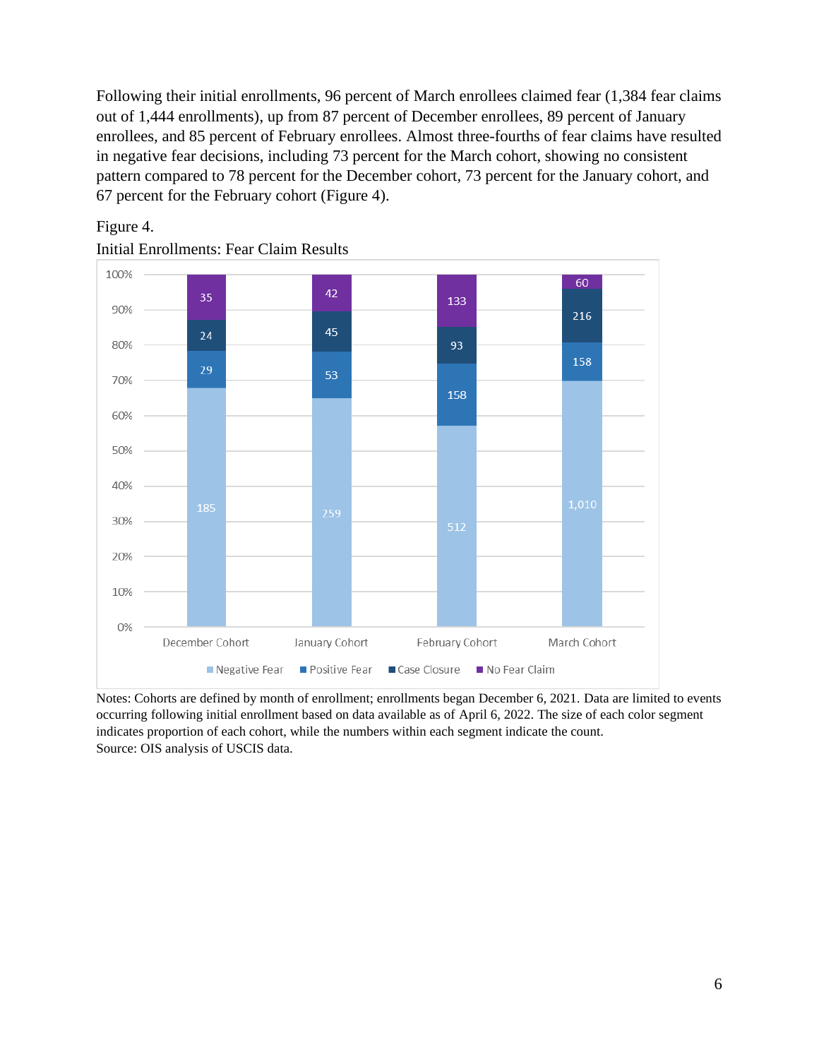Following their initial enrollments, 96 percent of March enrollees claimed fear (1,384 fear claims out of 1,444 enrollments), up from 87 percent of December enrollees, 89 percent of January enrollees, and 85 percent of February enrollees. Almost three-fourths of fear claims have resulted in negative fear decisions, including 73 percent for the March cohort, showing no consistent pattern compared to 78 percent for the December cohort, 73 percent for the January cohort, and 67 percent for the February cohort (Figure 4).

Figure 4.

Initial Enrollments: Fear Claim Results

| | December Cohort | January Cohort | February Cohort | March Cohort |
|---|---|---|---|---|
| Negative Fear | 185 | 259 | 512 | 1,010 |
| Positive Fear | 29 | 53 | 158 | 158 |
| Case Closure | 24 | 45 | 93 | 216 |
| No Fear Claim | 35 | 42 | 133 | 60 |

Notes: Cohorts are defined by month of enrollment; enrollments began December 6, 2021. Data are limited to events occurring following initial enrollment based on data available as of April 6, 2022. The size of each color segment indicates proportion of each cohort, while the numbers within each segment indicate the count.

Source: OIS analysis of USCIS data.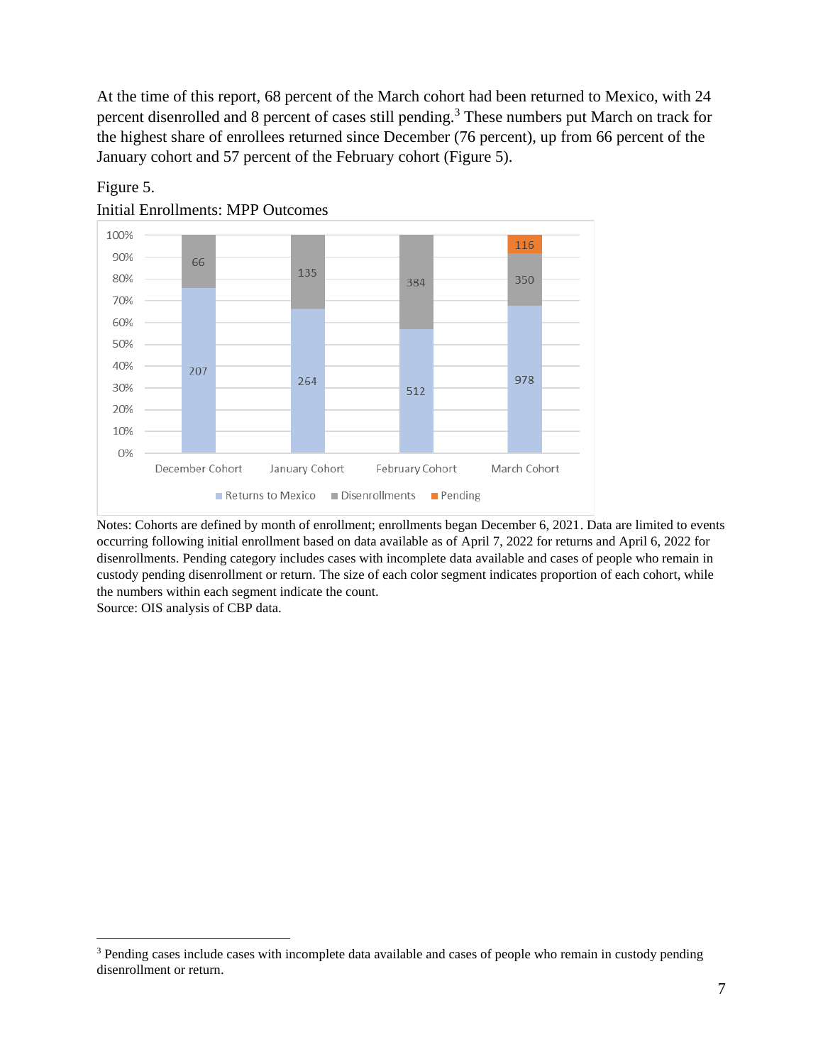At the time of this report, 68 percent of the March cohort had been returned to Mexico, with 24 percent disenrolled and 8 percent of cases still pending.[3] These numbers put March on track for the highest share of enrollees returned since December (76 percent), up from 66 percent of the January cohort and 57 percent of the February cohort (Figure 5).

Figure 5.

Initial Enrollments: MPP Outcomes

| | Returns to Mexico | Disenrollments | Pending |
|---|---|---|---|
| December Cohort | 207 | 66 | |
| January Cohort | 264 | 135 | |
| February Cohort | 512 | 384 | |
| March Cohort | 978 | 350 | 116 |

Notes: Cohorts are defined by month of enrollment; enrollments began December 6, 2021. Data are limited to events occurring following initial enrollment based on data available as of April 7, 2022 for returns and April 6, 2022 for disenrollments. Pending category includes cases with incomplete data available and cases of people who remain in custody pending disenrollment or return. The size of each color segment indicates proportion of each cohort, while the numbers within each segment indicate the count.

Source: OIS analysis of CBP data.

[3] Pending cases include cases with incomplete data available and cases of people who remain in custody pending disenrollment or return.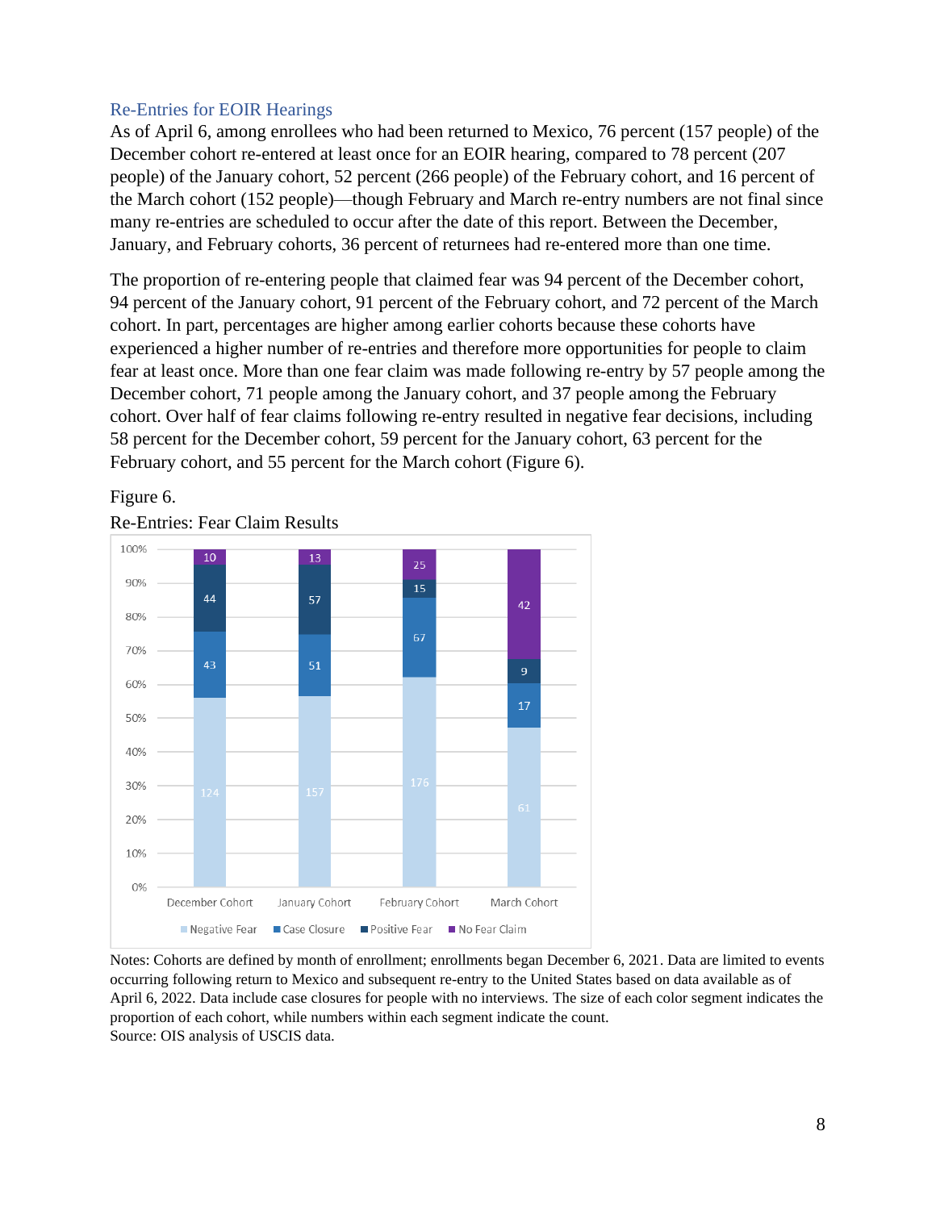### Re-Entries for EOIR Hearings

As of April 6, among enrollees who had been returned to Mexico, 76 percent (157 people) of the December cohort re-entered at least once for an EOIR hearing, compared to 78 percent (207 people) of the January cohort, 52 percent (266 people) of the February cohort, and 16 percent of the March cohort (152 people)—though February and March re-entry numbers are not final since many re-entries are scheduled to occur after the date of this report. Between the December, January, and February cohorts, 36 percent of returnees had re-entered more than one time.

The proportion of re-entering people that claimed fear was 94 percent of the December cohort, 94 percent of the January cohort, 91 percent of the February cohort, and 72 percent of the March cohort. In part, percentages are higher among earlier cohorts because these cohorts have experienced a higher number of re-entries and therefore more opportunities for people to claim fear at least once. More than one fear claim was made following re-entry by 57 people among the December cohort, 71 people among the January cohort, and 37 people among the February cohort. Over half of fear claims following re-entry resulted in negative fear decisions, including 58 percent for the December cohort, 59 percent for the January cohort, 63 percent for the February cohort, and 55 percent for the March cohort (Figure 6).

Figure 6.

Re-Entries: Fear Claim Results

| | December Cohort | January Cohort | February Cohort | March Cohort |
|---|---|---|---|---|
| Negative Fear | 124 | 157 | 176 | 61 |
| Case Closure | 43 | 51 | 67 | 17 |
| Positive Fear | 44 | 57 | 15 | 9 |
| No Fear Claim | 10 | 13 | 25 | 42 |

Notes: Cohorts are defined by month of enrollment; enrollments began December 6, 2021. Data are limited to events occurring following return to Mexico and subsequent re-entry to the United States based on data available as of April 6, 2022. Data include case closures for people with no interviews. The size of each color segment indicates the proportion of each cohort, while numbers within each segment indicate the count.

Source: OIS analysis of USCIS data.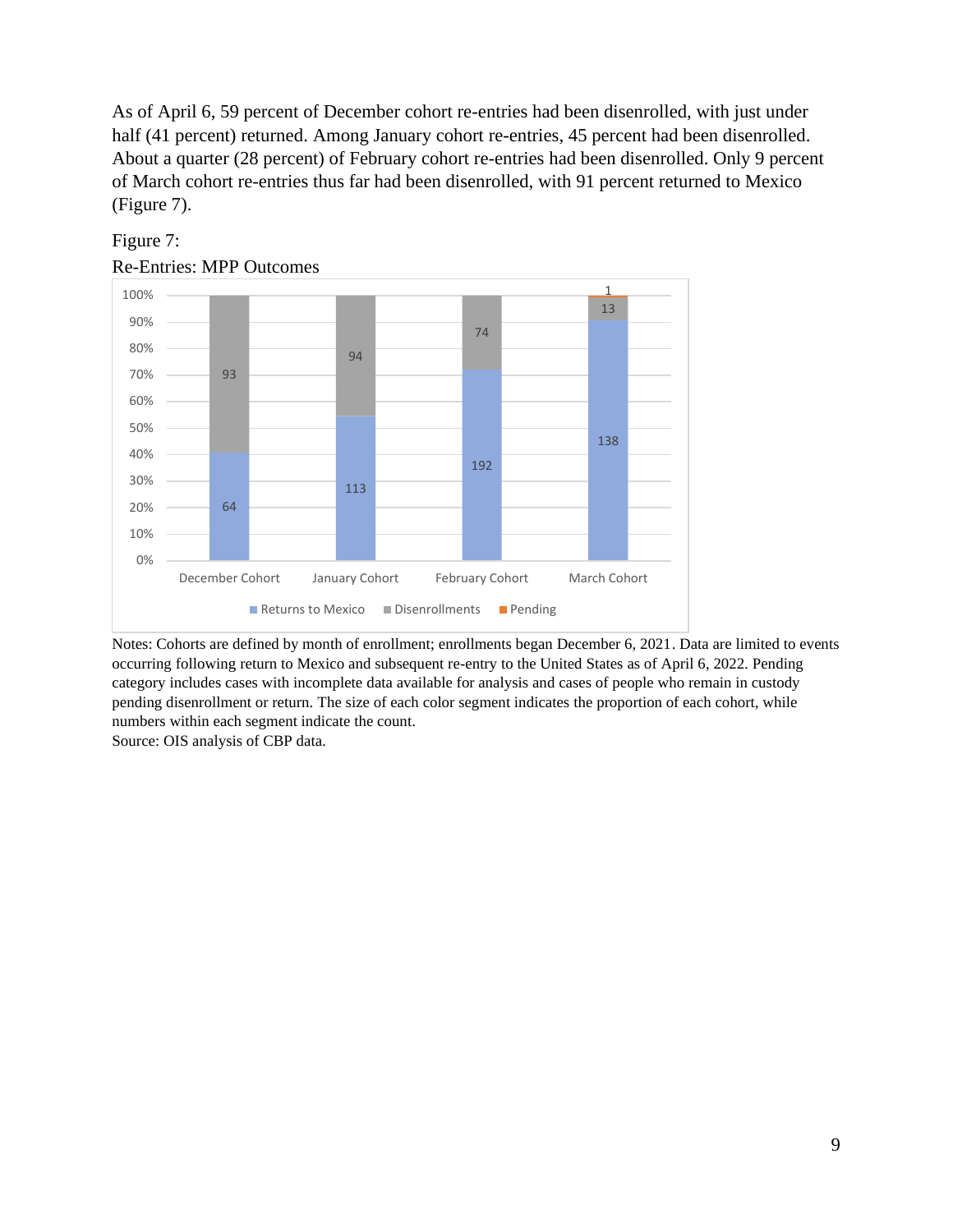As of April 6, 59 percent of December cohort re-entries had been disenrolled, with just under half (41 percent) returned. Among January cohort re-entries, 45 percent had been disenrolled. About a quarter (28 percent) of February cohort re-entries had been disenrolled. Only 9 percent of March cohort re-entries thus far had been disenrolled, with 91 percent returned to Mexico (Figure 7).

Figure 7:

Re-Entries: MPP Outcomes

| Cohort | Returns to Mexico | Disenrollments | Pending |
|---|---|---|---|
| December Cohort | 64 | 93 | |
| January Cohort | 113 | 94 | |
| February Cohort | 192 | 74 | |
| March Cohort | 138 | 13 | 1 |

Notes: Cohorts are defined by month of enrollment; enrollments began December 6, 2021. Data are limited to events occurring following return to Mexico and subsequent re-entry to the United States as of April 6, 2022. Pending category includes cases with incomplete data available for analysis and cases of people who remain in custody pending disenrollment or return. The size of each color segment indicates the proportion of each cohort, while numbers within each segment indicate the count.

Source: OIS analysis of CBP data.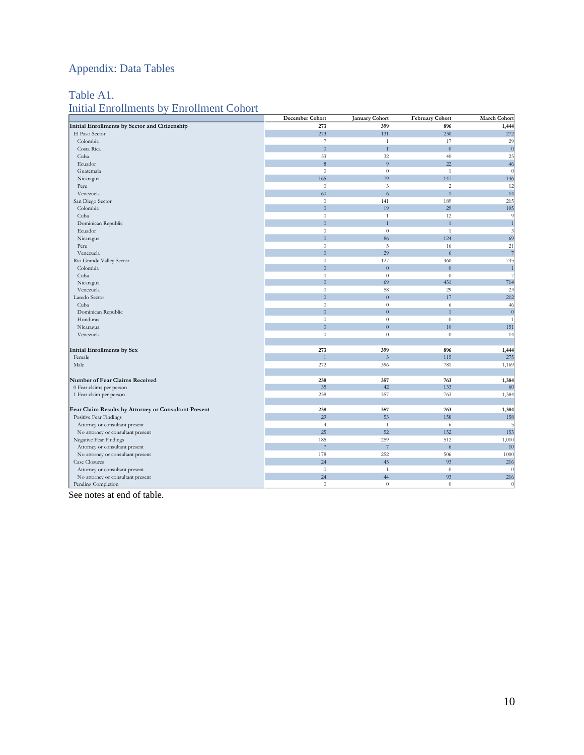# Appendix: Data Tables

## Table A1.
## Initial Enrollments by Enrollment Cohort

| | December Cohort | January Cohort | February Cohort | March Cohort |
|---|---|---|---|---|
| **Initial Enrollments by Sector and Citizenship** | **273** | **399** | **896** | **1,444** |
| El Paso Sector | 273 | 131 | 230 | 272 |
| Colombia | 7 | 1 | 17 | 29 |
| Costa Rica | 0 | 1 | 0 | 0 |
| Cuba | 33 | 32 | 40 | 25 |
| Ecuador | 8 | 9 | 22 | 46 |
| Guatemala | 0 | 0 | 1 | 0 |
| Nicaragua | 165 | 79 | 147 | 146 |
| Peru | 0 | 3 | 2 | 12 |
| Venezuela | 60 | 6 | 1 | 14 |
| San Diego Sector | 0 | 141 | 189 | 215 |
| Colombia | 0 | 19 | 29 | 105 |
| Cuba | 0 | 1 | 12 | 9 |
| Dominican Republic | 0 | 1 | 1 | 1 |
| Ecuador | 0 | 0 | 1 | 3 |
| Nicaragua | 0 | 86 | 124 | 69 |
| Peru | 0 | 5 | 16 | 21 |
| Venezuela | 0 | 29 | 6 | 7 |
| Rio Grande Valley Sector | 0 | 127 | 460 | 745 |
| Colombia | 0 | 0 | 0 | 1 |
| Cuba | 0 | 0 | 0 | 7 |
| Nicaragua | 0 | 69 | 431 | 714 |
| Venezuela | 0 | 58 | 29 | 23 |
| Laredo Sector | 0 | 0 | 17 | 212 |
| Cuba | 0 | 0 | 6 | 46 |
| Dominican Republic | 0 | 0 | 1 | 0 |
| Honduras | 0 | 0 | 0 | 1 |
| Nicaragua | 0 | 0 | 10 | 151 |
| Venezuela | 0 | 0 | 0 | 14 |
| | | | | |
| **Initial Enrollments by Sex** | **273** | **399** | **896** | **1,444** |
| Female | 1 | 3 | 115 | 275 |
| Male | 272 | 396 | 781 | 1,169 |
| | | | | |
| **Number of Fear Claims Received** | **238** | **357** | **763** | **1,384** |
| 0 Fear claims per person | 35 | 42 | 133 | 60 |
| 1 Fear claim per person | 238 | 357 | 763 | 1,384 |
| | | | | |
| **Fear Claim Results by Attorney or Consultant Present** | **238** | **357** | **763** | **1,384** |
| Positive Fear Findings | 29 | 53 | 158 | 158 |
| Attorney or consultant present | 4 | 1 | 6 | 5 |
| No attorney or consultant present | 25 | 52 | 152 | 153 |
| Negative Fear Findings | 185 | 259 | 512 | 1,010 |
| Attorney or consultant present | 7 | 7 | 6 | 10 |
| No attorney or consultant present | 178 | 252 | 506 | 1000 |
| Case Closures | 24 | 45 | 93 | 216 |
| Attorney or consultant present | 0 | 1 | 0 | 0 |
| No attorney or consultant present | 24 | 44 | 93 | 216 |
| Pending Completion | 0 | 0 | 0 | 0 |

See notes at end of table.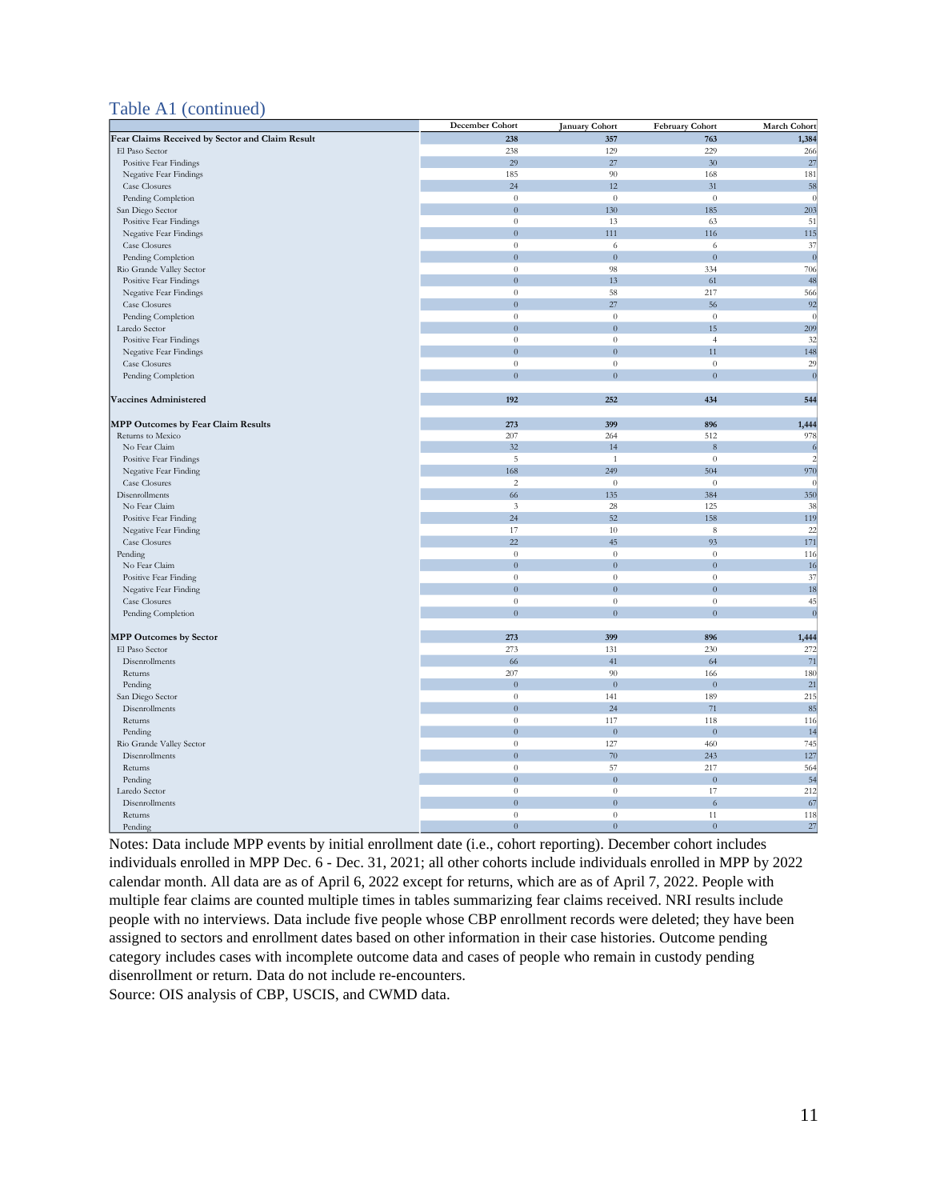## Table A1 (continued)

| | December Cohort | January Cohort | February Cohort | March Cohort |
|---|---|---|---|---|
| **Fear Claims Received by Sector and Claim Result** | **238** | **357** | **763** | **1,384** |
| El Paso Sector | 238 | 129 | 229 | 266 |
| Positive Fear Findings | 29 | 27 | 30 | 27 |
| Negative Fear Findings | 185 | 90 | 168 | 181 |
| Case Closures | 24 | 12 | 31 | 58 |
| Pending Completion | 0 | 0 | 0 | 0 |
| San Diego Sector | 0 | 130 | 185 | 203 |
| Positive Fear Findings | 0 | 13 | 63 | 51 |
| Negative Fear Findings | 0 | 111 | 116 | 115 |
| Case Closures | 0 | 6 | 6 | 37 |
| Pending Completion | 0 | 0 | 0 | 0 |
| Rio Grande Valley Sector | 0 | 98 | 334 | 706 |
| Positive Fear Findings | 0 | 13 | 61 | 48 |
| Negative Fear Findings | 0 | 58 | 217 | 566 |
| Case Closures | 0 | 27 | 56 | 92 |
| Pending Completion | 0 | 0 | 0 | 0 |
| Laredo Sector | 0 | 0 | 15 | 209 |
| Positive Fear Findings | 0 | 0 | 4 | 32 |
| Negative Fear Findings | 0 | 0 | 11 | 148 |
| Case Closures | 0 | 0 | 0 | 29 |
| Pending Completion | 0 | 0 | 0 | 0 |
| | | | | |
| **Vaccines Administered** | **192** | **252** | **434** | **544** |
| | | | | |
| **MPP Outcomes by Fear Claim Results** | **273** | **399** | **896** | **1,444** |
| Returns to Mexico | 207 | 264 | 512 | 978 |
| No Fear Claim | 32 | 14 | 8 | 6 |
| Positive Fear Findings | 5 | 1 | 0 | 2 |
| Negative Fear Finding | 168 | 249 | 504 | 970 |
| Case Closures | 2 | 0 | 0 | 0 |
| Disenrollments | 66 | 135 | 384 | 350 |
| No Fear Claim | 3 | 28 | 125 | 38 |
| Positive Fear Finding | 24 | 52 | 158 | 119 |
| Negative Fear Finding | 17 | 10 | 8 | 22 |
| Case Closures | 22 | 45 | 93 | 171 |
| Pending | 0 | 0 | 0 | 116 |
| No Fear Claim | 0 | 0 | 0 | 16 |
| Positive Fear Finding | 0 | 0 | 0 | 37 |
| Negative Fear Finding | 0 | 0 | 0 | 18 |
| Case Closures | 0 | 0 | 0 | 45 |
| Pending Completion | 0 | 0 | 0 | 0 |
| | | | | |
| **MPP Outcomes by Sector** | **273** | **399** | **896** | **1,444** |
| El Paso Sector | 273 | 131 | 230 | 272 |
| Disenrollments | 66 | 41 | 64 | 71 |
| Returns | 207 | 90 | 166 | 180 |
| Pending | 0 | 0 | 0 | 21 |
| San Diego Sector | 0 | 141 | 189 | 215 |
| Disenrollments | 0 | 24 | 71 | 85 |
| Returns | 0 | 117 | 118 | 116 |
| Pending | 0 | 0 | 0 | 14 |
| Rio Grande Valley Sector | 0 | 127 | 460 | 745 |
| Disenrollments | 0 | 70 | 243 | 127 |
| Returns | 0 | 57 | 217 | 564 |
| Pending | 0 | 0 | 0 | 54 |
| Laredo Sector | 0 | 0 | 17 | 212 |
| Disenrollments | 0 | 0 | 6 | 67 |
| Returns | 0 | 0 | 11 | 118 |
| Pending | 0 | 0 | 0 | 27 |

Notes: Data include MPP events by initial enrollment date (i.e., cohort reporting). December cohort includes individuals enrolled in MPP Dec. 6 - Dec. 31, 2021; all other cohorts include individuals enrolled in MPP by 2022 calendar month. All data are as of April 6, 2022 except for returns, which are as of April 7, 2022. People with multiple fear claims are counted multiple times in tables summarizing fear claims received. NRI results include people with no interviews. Data include five people whose CBP enrollment records were deleted; they have been assigned to sectors and enrollment dates based on other information in their case histories. Outcome pending category includes cases with incomplete outcome data and cases of people who remain in custody pending disenrollment or return. Data do not include re-encounters.

Source: OIS analysis of CBP, USCIS, and CWMD data.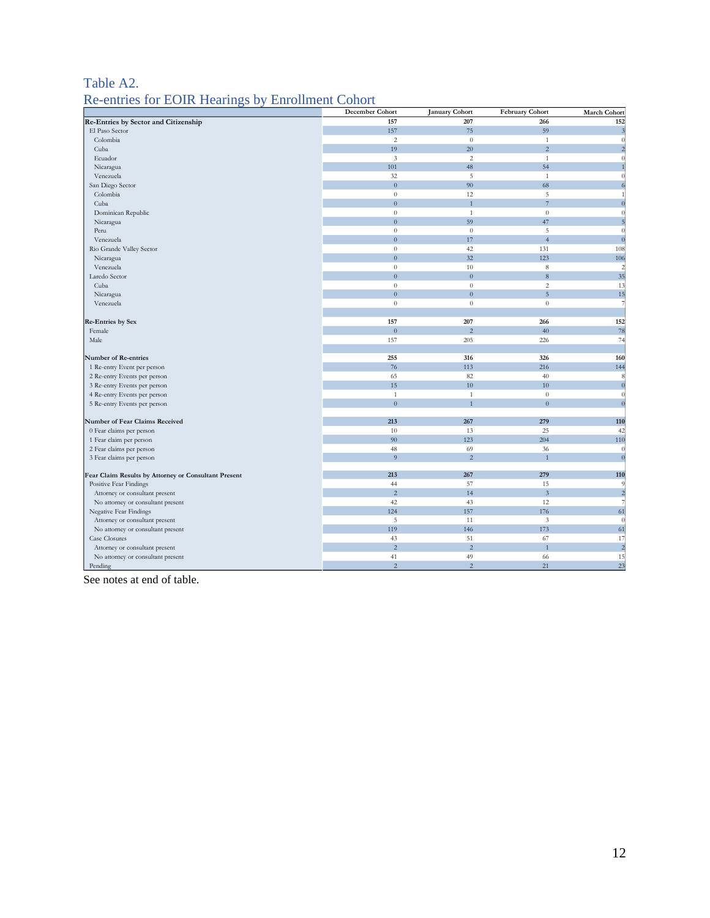# Table A2.
## Re-entries for EOIR Hearings by Enrollment Cohort

| | December Cohort | January Cohort | February Cohort | March Cohort |
|---|---|---|---|---|
| **Re-Entries by Sector and Citizenship** | **157** | **207** | **266** | **152** |
| El Paso Sector | 157 | 75 | 59 | 3 |
| Colombia | 2 | 0 | 1 | 0 |
| Cuba | 19 | 20 | 2 | 2 |
| Ecuador | 3 | 2 | 1 | 0 |
| Nicaragua | 101 | 48 | 54 | 1 |
| Venezuela | 32 | 5 | 1 | 0 |
| San Diego Sector | 0 | 90 | 68 | 6 |
| Colombia | 0 | 12 | 5 | 1 |
| Cuba | 0 | 1 | 7 | 0 |
| Dominican Republic | 0 | 1 | 0 | 0 |
| Nicaragua | 0 | 59 | 47 | 5 |
| Peru | 0 | 0 | 5 | 0 |
| Venezuela | 0 | 17 | 4 | 0 |
| Rio Grande Valley Sector | 0 | 42 | 131 | 108 |
| Nicaragua | 0 | 32 | 123 | 106 |
| Venezuela | 0 | 10 | 8 | 2 |
| Laredo Sector | 0 | 0 | 8 | 35 |
| Cuba | 0 | 0 | 2 | 13 |
| Nicaragua | 0 | 0 | 5 | 15 |
| Venezuela | 0 | 0 | 0 | 7 |
| | | | | |
| **Re-Entries by Sex** | **157** | **207** | **266** | **152** |
| Female | 0 | 2 | 40 | 78 |
| Male | 157 | 205 | 226 | 74 |
| | | | | |
| **Number of Re-entries** | **255** | **316** | **326** | **160** |
| 1 Re-entry Event per person | 76 | 113 | 216 | 144 |
| 2 Re-entry Events per person | 65 | 82 | 40 | 8 |
| 3 Re-entry Events per person | 15 | 10 | 10 | 0 |
| 4 Re-entry Events per person | 1 | 1 | 0 | 0 |
| 5 Re-entry Events per person | 0 | 1 | 0 | 0 |
| | | | | |
| **Number of Fear Claims Received** | **213** | **267** | **279** | **110** |
| 0 Fear claims per person | 10 | 13 | 25 | 42 |
| 1 Fear claim per person | 90 | 123 | 204 | 110 |
| 2 Fear claims per person | 48 | 69 | 36 | 0 |
| 3 Fear claims per person | 9 | 2 | 1 | 0 |
| | | | | |
| **Fear Claim Results by Attorney or Consultant Present** | **213** | **267** | **279** | **110** |
| Positive Fear Findings | 44 | 57 | 15 | 9 |
| Attorney or consultant present | 2 | 14 | 3 | 2 |
| No attorney or consultant present | 42 | 43 | 12 | 7 |
| Negative Fear Findings | 124 | 157 | 176 | 61 |
| Attorney or consultant present | 5 | 11 | 3 | 0 |
| No attorney or consultant present | 119 | 146 | 173 | 61 |
| Case Closures | 43 | 51 | 67 | 17 |
| Attorney or consultant present | 2 | 2 | 1 | 2 |
| No attorney or consultant present | 41 | 49 | 66 | 15 |
| Pending | 2 | 2 | 21 | 23 |

See notes at end of table.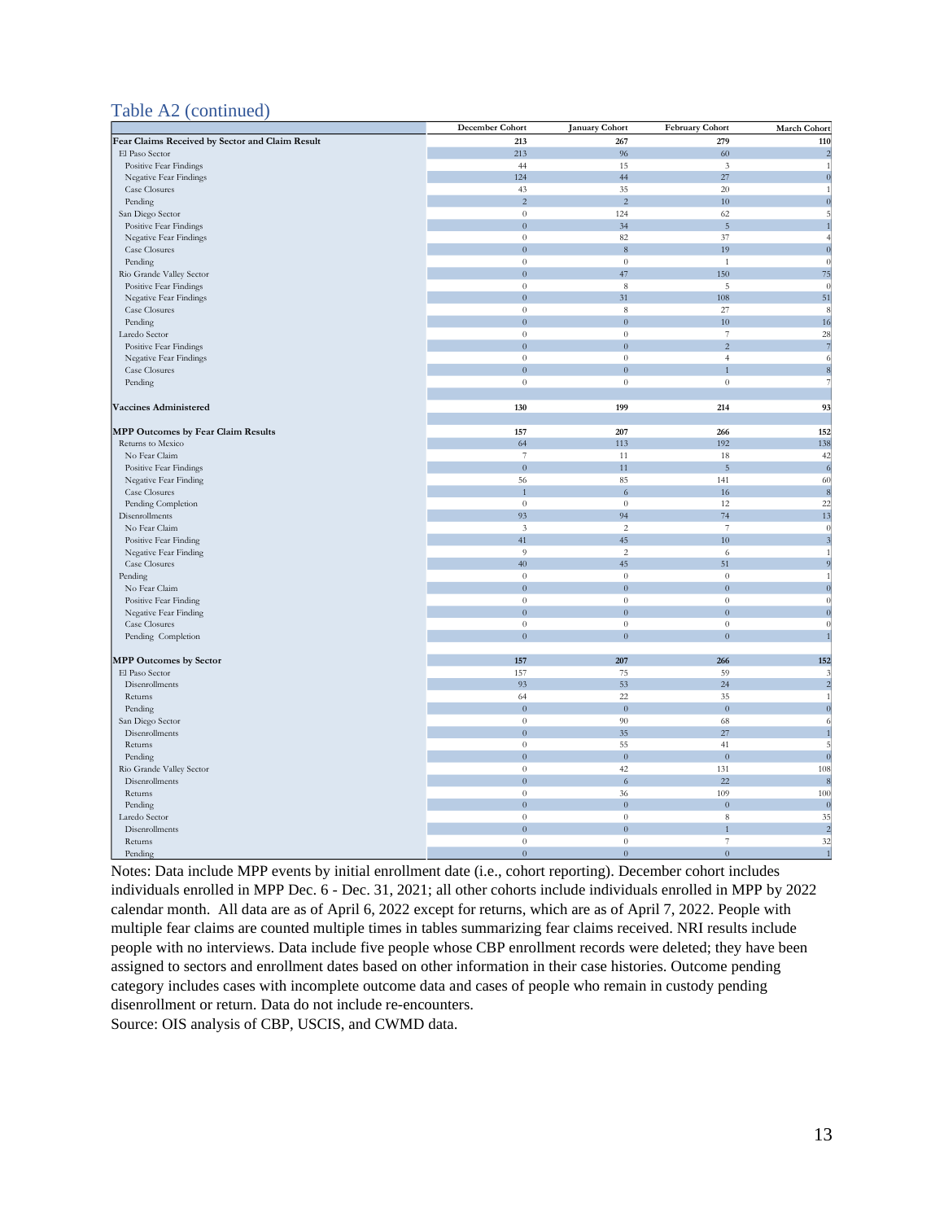## Table A2 (continued)

| | December Cohort | January Cohort | February Cohort | March Cohort |
|---|---|---|---|---|
| **Fear Claims Received by Sector and Claim Result** | **213** | **267** | **279** | **110** |
| El Paso Sector | 213 | 96 | 60 | 2 |
| Positive Fear Findings | 44 | 15 | 3 | 1 |
| Negative Fear Findings | 124 | 44 | 27 | 0 |
| Case Closures | 43 | 35 | 20 | 1 |
| Pending | 2 | 2 | 10 | 0 |
| San Diego Sector | 0 | 124 | 62 | 5 |
| Positive Fear Findings | 0 | 34 | 5 | 1 |
| Negative Fear Findings | 0 | 82 | 37 | 4 |
| Case Closures | 0 | 8 | 19 | 0 |
| Pending | 0 | 0 | 1 | 0 |
| Rio Grande Valley Sector | 0 | 47 | 150 | 75 |
| Positive Fear Findings | 0 | 8 | 5 | 0 |
| Negative Fear Findings | 0 | 31 | 108 | 51 |
| Case Closures | 0 | 8 | 27 | 8 |
| Pending | 0 | 0 | 10 | 16 |
| Laredo Sector | 0 | 0 | 7 | 28 |
| Positive Fear Findings | 0 | 0 | 2 | 7 |
| Negative Fear Findings | 0 | 0 | 4 | 6 |
| Case Closures | 0 | 0 | 1 | 8 |
| Pending | 0 | 0 | 0 | 7 |
| | | | | |
| **Vaccines Administered** | **130** | **199** | **214** | **93** |
| | | | | |
| **MPP Outcomes by Fear Claim Results** | **157** | **207** | **266** | **152** |
| Returns to Mexico | 64 | 113 | 192 | 138 |
| No Fear Claim | 7 | 11 | 18 | 42 |
| Positive Fear Findings | 0 | 11 | 5 | 6 |
| Negative Fear Finding | 56 | 85 | 141 | 60 |
| Case Closures | 1 | 6 | 16 | 8 |
| Pending Completion | 0 | 0 | 12 | 22 |
| Disenrollments | 93 | 94 | 74 | 13 |
| No Fear Claim | 3 | 2 | 7 | 0 |
| Positive Fear Finding | 41 | 45 | 10 | 3 |
| Negative Fear Finding | 9 | 2 | 6 | 1 |
| Case Closures | 40 | 45 | 51 | 9 |
| Pending | 0 | 0 | 0 | 1 |
| No Fear Claim | 0 | 0 | 0 | 0 |
| Positive Fear Finding | 0 | 0 | 0 | 0 |
| Negative Fear Finding | 0 | 0 | 0 | 0 |
| Case Closures | 0 | 0 | 0 | 0 |
| Pending Completion | 0 | 0 | 0 | 1 |
| | | | | |
| **MPP Outcomes by Sector** | **157** | **207** | **266** | **152** |
| El Paso Sector | 157 | 75 | 59 | 3 |
| Disenrollments | 93 | 53 | 24 | 2 |
| Returns | 64 | 22 | 35 | 1 |
| Pending | 0 | 0 | 0 | 0 |
| San Diego Sector | 0 | 90 | 68 | 6 |
| Disenrollments | 0 | 35 | 27 | 1 |
| Returns | 0 | 55 | 41 | 5 |
| Pending | 0 | 0 | 0 | 0 |
| Rio Grande Valley Sector | 0 | 42 | 131 | 108 |
| Disenrollments | 0 | 6 | 22 | 8 |
| Returns | 0 | 36 | 109 | 100 |
| Pending | 0 | 0 | 0 | 0 |
| Laredo Sector | 0 | 0 | 8 | 35 |
| Disenrollments | 0 | 0 | 1 | 2 |
| Returns | 0 | 0 | 7 | 32 |
| Pending | 0 | 0 | 0 | 1 |

Notes: Data include MPP events by initial enrollment date (i.e., cohort reporting). December cohort includes individuals enrolled in MPP Dec. 6 - Dec. 31, 2021; all other cohorts include individuals enrolled in MPP by 2022 calendar month. All data are as of April 6, 2022 except for returns, which are as of April 7, 2022. People with multiple fear claims are counted multiple times in tables summarizing fear claims received. NRI results include people with no interviews. Data include five people whose CBP enrollment records were deleted; they have been assigned to sectors and enrollment dates based on other information in their case histories. Outcome pending category includes cases with incomplete outcome data and cases of people who remain in custody pending disenrollment or return. Data do not include re-encounters.

Source: OIS analysis of CBP, USCIS, and CWMD data.